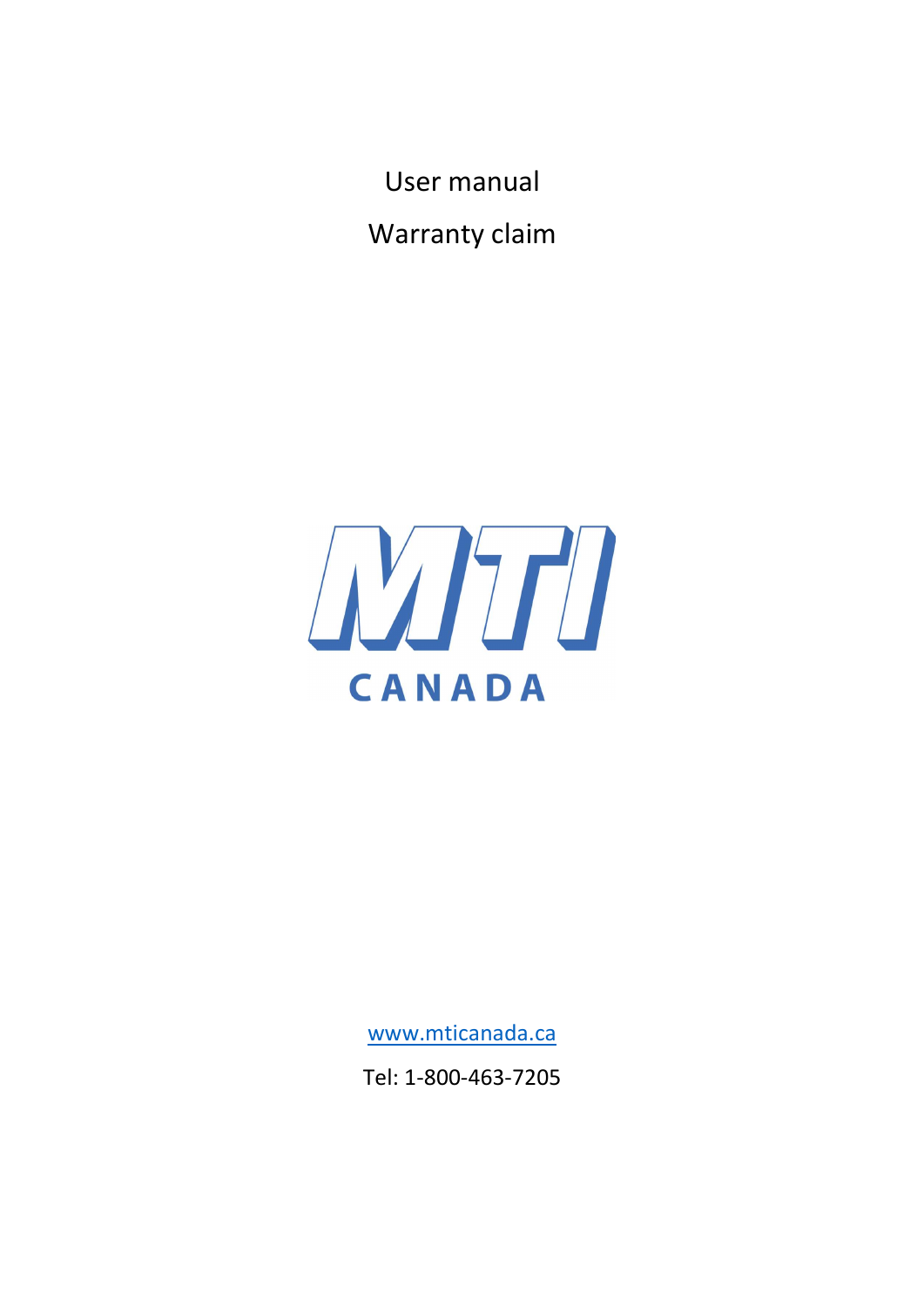# User manual

# Warranty claim

MTI

CANADA

www.mticanada.ca

Tel: 1-800-463-7205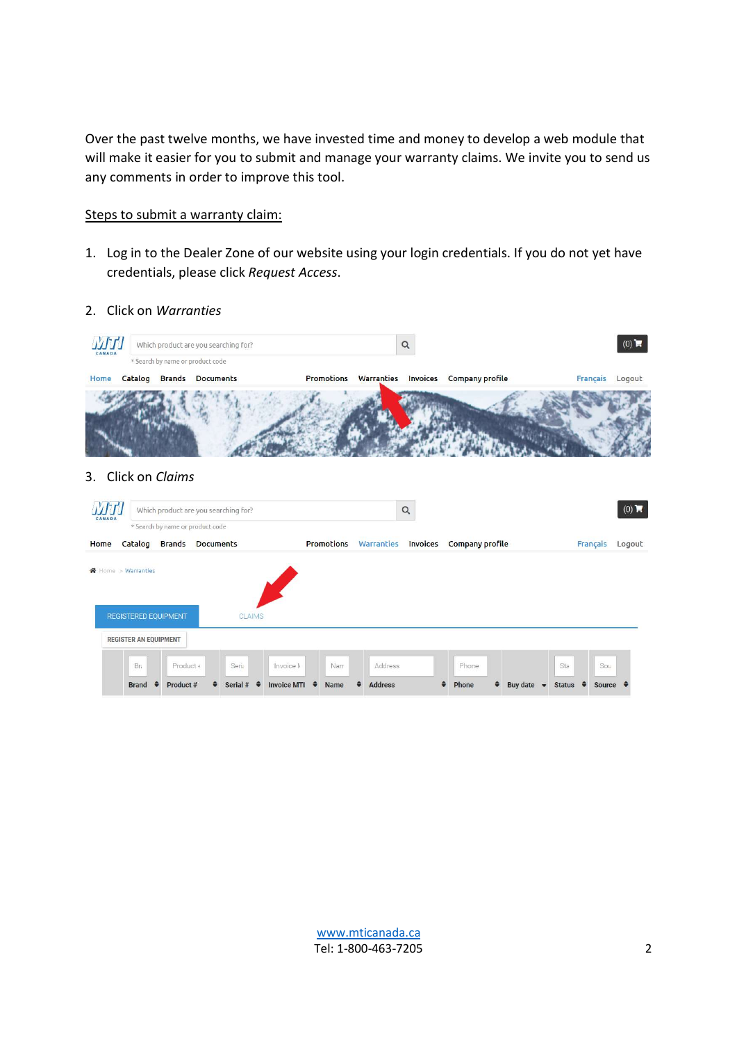Over the past twelve months, we have invested time and money to develop a web module that will make it easier for you to submit and manage your warranty claims. We invite you to send us any comments in order to improve this tool.

Steps to submit a warranty claim:

1. Log in to the Dealer Zone of our website using your login credentials. If you do not yet have credentials, please click *Request Access*.

2. Click on *Warranties*

3. Click on *Claims*

[www.mticanada.ca](http://www.mticanada.ca)
Tel: 1-800-463-7205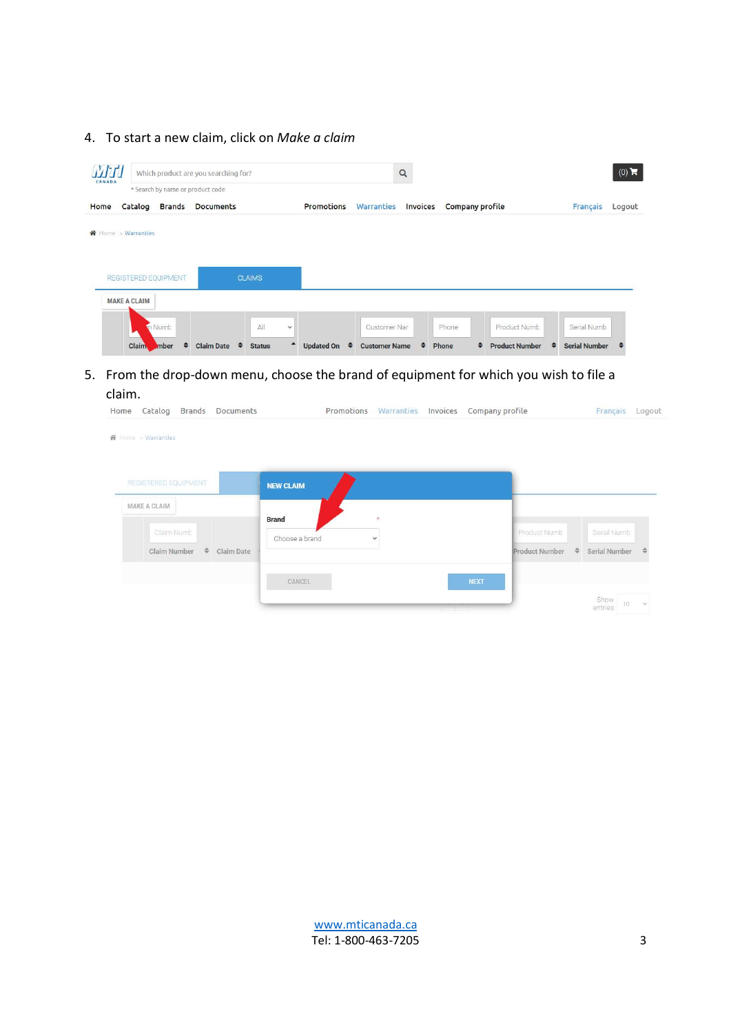4. To start a new claim, click on *Make a claim*

5. From the drop-down menu, choose the brand of equipment for which you wish to file a claim.

[www.mticanada.ca](http://www.mticanada.ca)
Tel: 1-800-463-7205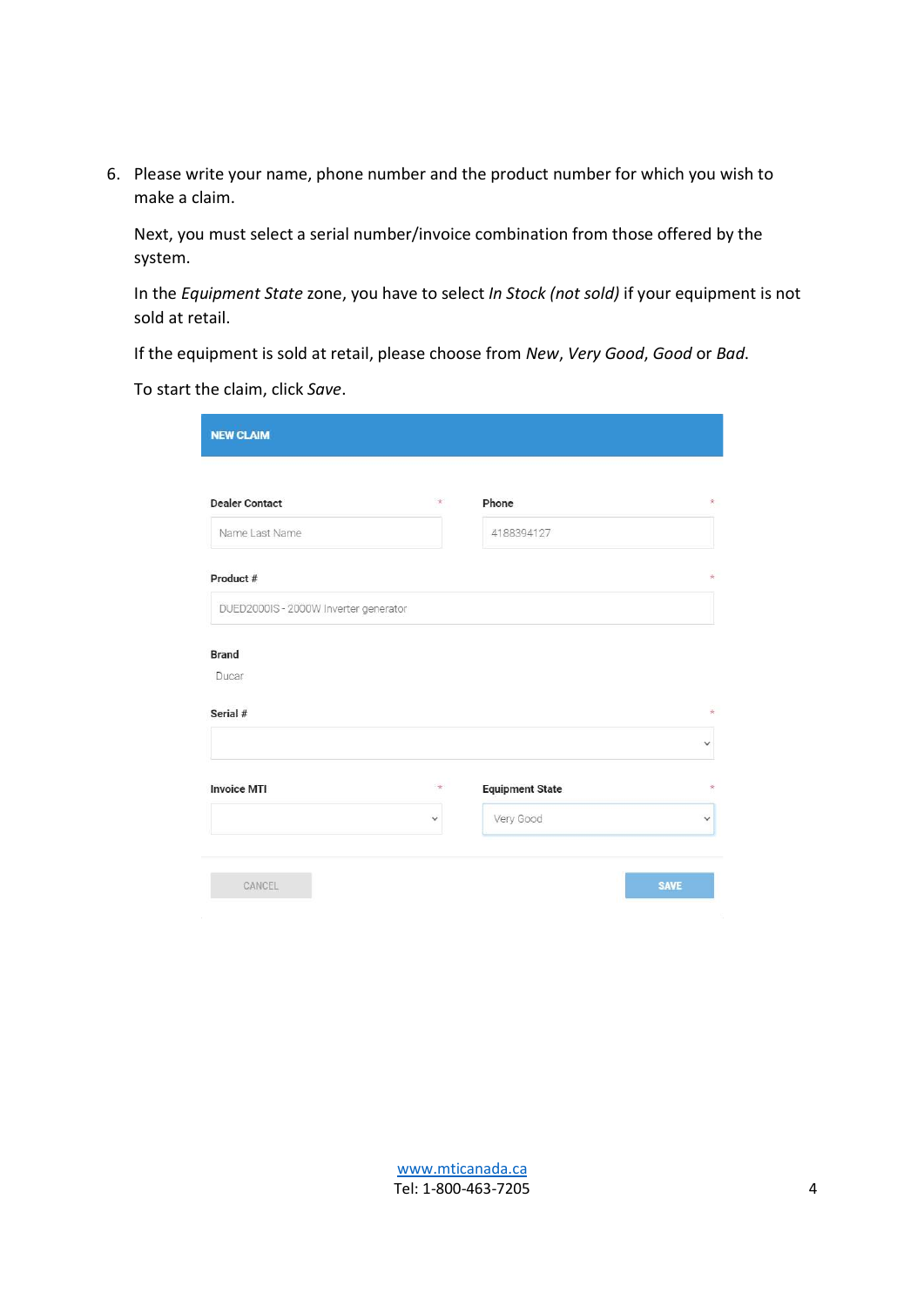6. Please write your name, phone number and the product number for which you wish to make a claim.

   Next, you must select a serial number/invoice combination from those offered by the system.

   In the *Equipment State* zone, you have to select *In Stock (not sold)* if your equipment is not sold at retail.

   If the equipment is sold at retail, please choose from *New*, *Very Good*, *Good* or *Bad*.

   To start the claim, click *Save*.

**NEW CLAIM**

Dealer Contact *

Name Last Name

Phone *

4188394127

Product # *

DUED2000IS - 2000W Inverter generator

Brand

Ducar

Serial # *

Invoice MTI *

Equipment State *

Very Good

CANCEL

SAVE

[www.mticanada.ca](http://www.mticanada.ca)
Tel: 1-800-463-7205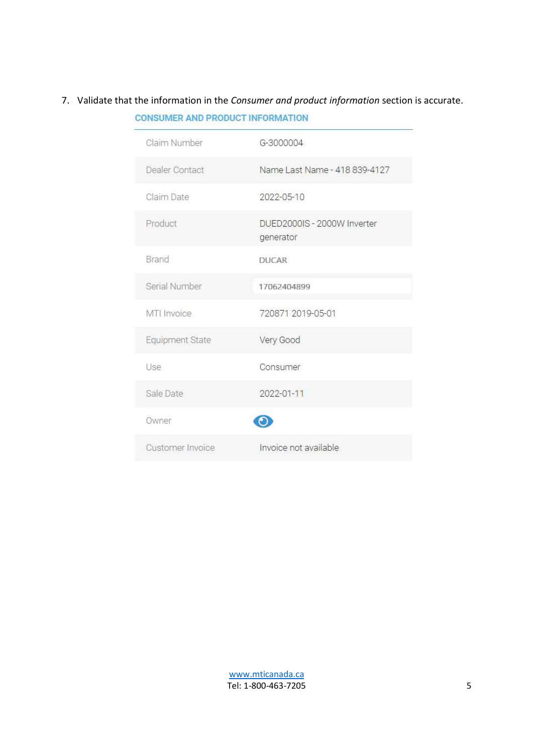7. Validate that the information in the *Consumer and product information* section is accurate.

**CONSUMER AND PRODUCT INFORMATION**

| | |
|---|---|
| Claim Number | G-3000004 |
| Dealer Contact | Name Last Name - 418 839-4127 |
| Claim Date | 2022-05-10 |
| Product | DUED2000IS - 2000W Inverter generator |
| Brand | DUCAR |
| Serial Number | 17062404899 |
| MTI Invoice | 720871 2019-05-01 |
| Equipment State | Very Good |
| Use | Consumer |
| Sale Date | 2022-01-11 |
| Owner | |
| Customer Invoice | Invoice not available |

www.mticanada.ca
Tel: 1-800-463-7205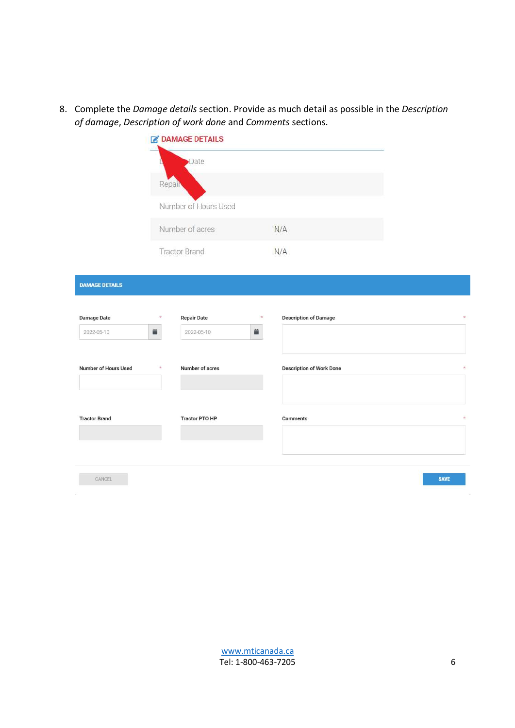8. Complete the *Damage details* section. Provide as much detail as possible in the *Description of damage*, *Description of work done* and *Comments* sections.

DAMAGE DETAILS

| | |
|---|---|
| Date | |
| Repair | |
| Number of Hours Used | |
| Number of acres | N/A |
| Tractor Brand | N/A |

DAMAGE DETAILS

| Damage Date * | Repair Date * | Description of Damage * |
|---|---|---|
| 2022-05-10 | 2022-05-10 | |
| Number of Hours Used * | Number of acres | Description of Work Done * |
| Tractor Brand | Tractor PTO HP | Comments * |

CANCEL SAVE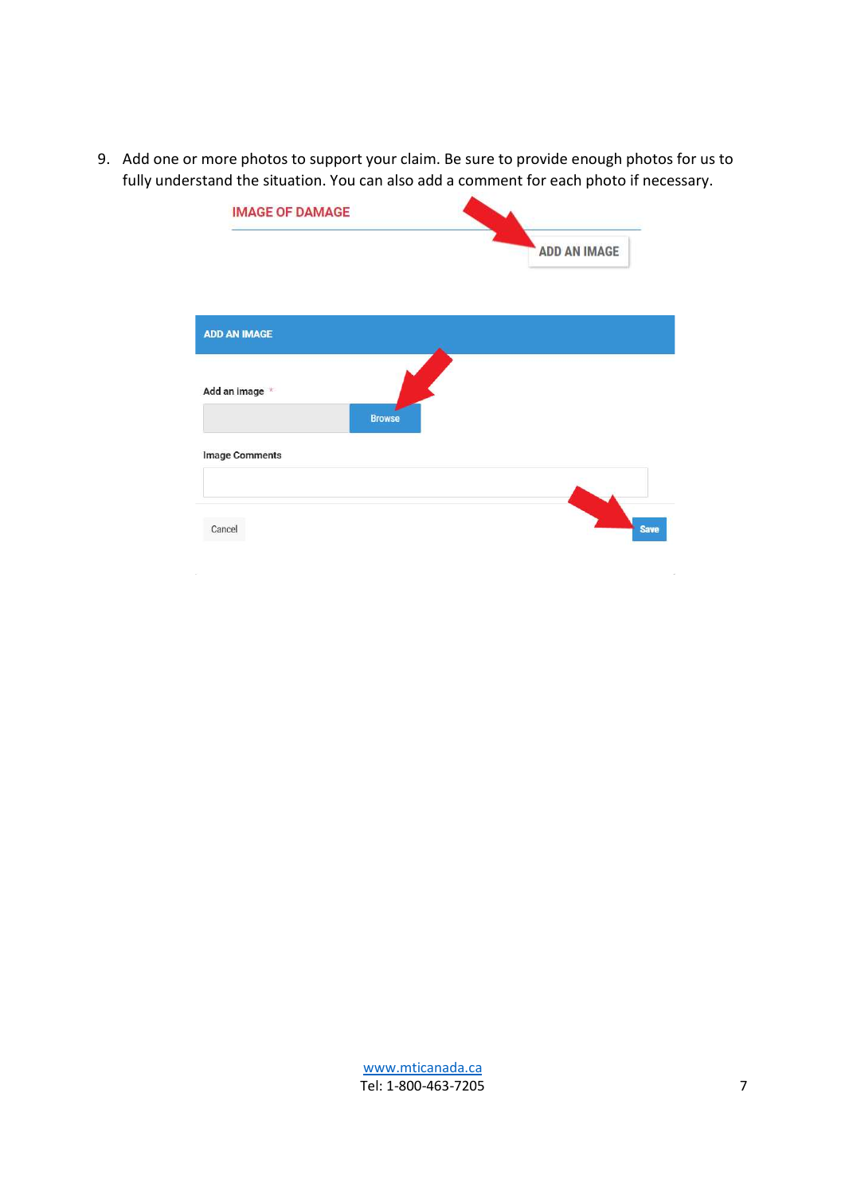9. Add one or more photos to support your claim. Be sure to provide enough photos for us to fully understand the situation. You can also add a comment for each photo if necessary.

IMAGE OF DAMAGE

ADD AN IMAGE

ADD AN IMAGE

Add an image *

Browse

Image Comments

Cancel

Save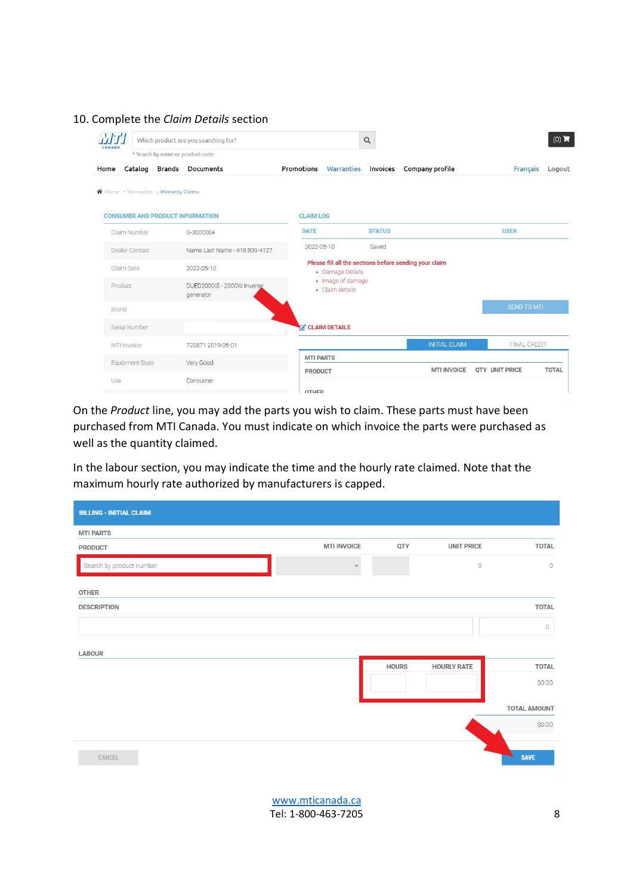10. Complete the *Claim Details* section

On the *Product* line, you may add the parts you wish to claim. These parts must have been purchased from MTI Canada. You must indicate on which invoice the parts were purchased as well as the quantity claimed.

In the labour section, you may indicate the time and the hourly rate claimed. Note that the maximum hourly rate authorized by manufacturers is capped.

www.mticanada.ca
Tel: 1-800-463-7205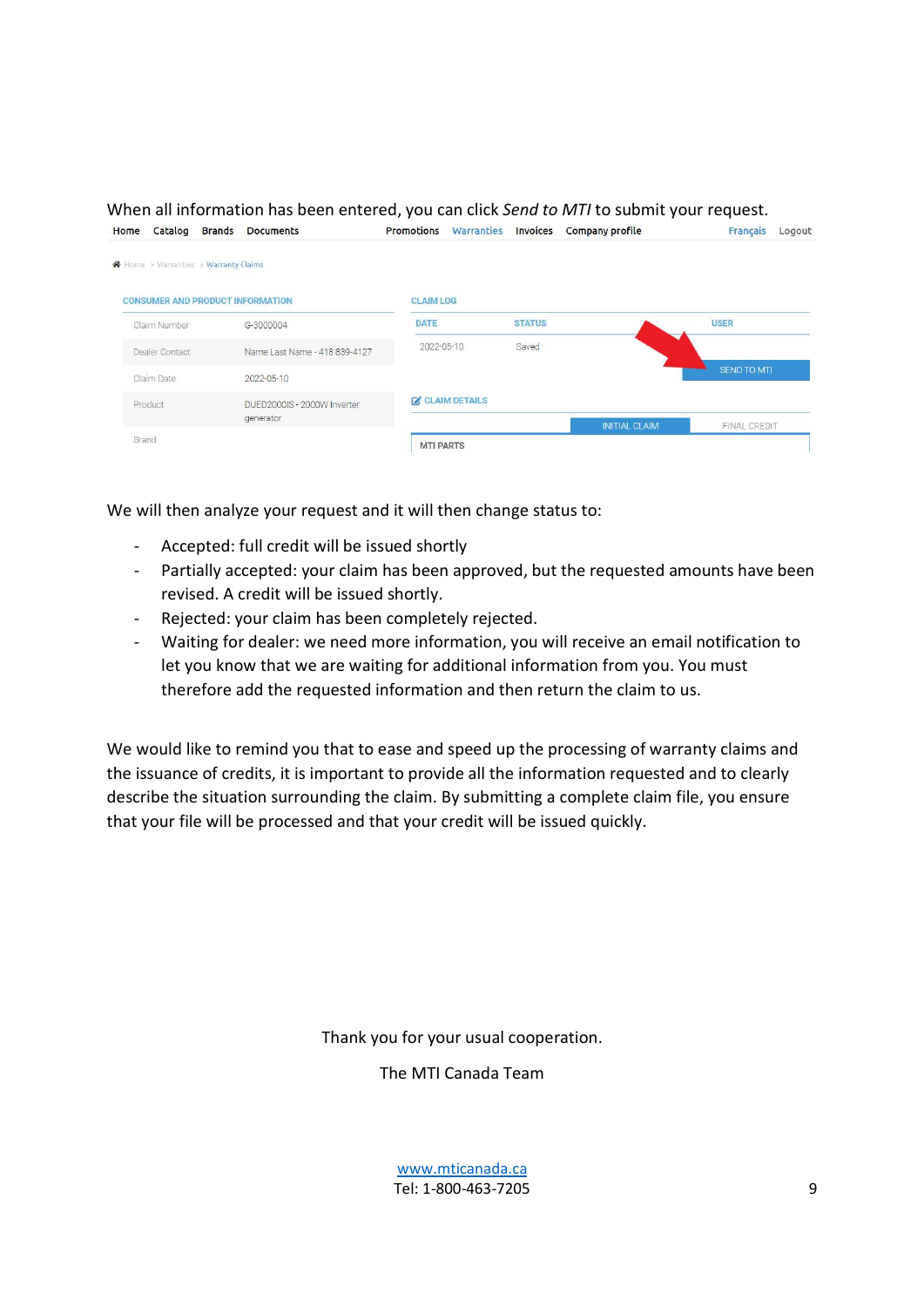When all information has been entered, you can click *Send to MTI* to submit your request.

We will then analyze your request and it will then change status to:

- Accepted: full credit will be issued shortly
- Partially accepted: your claim has been approved, but the requested amounts have been revised. A credit will be issued shortly.
- Rejected: your claim has been completely rejected.
- Waiting for dealer: we need more information, you will receive an email notification to let you know that we are waiting for additional information from you. You must therefore add the requested information and then return the claim to us.

We would like to remind you that to ease and speed up the processing of warranty claims and the issuance of credits, it is important to provide all the information requested and to clearly describe the situation surrounding the claim. By submitting a complete claim file, you ensure that your file will be processed and that your credit will be issued quickly.

Thank you for your usual cooperation.

The MTI Canada Team

www.mticanada.ca
Tel: 1-800-463-7205